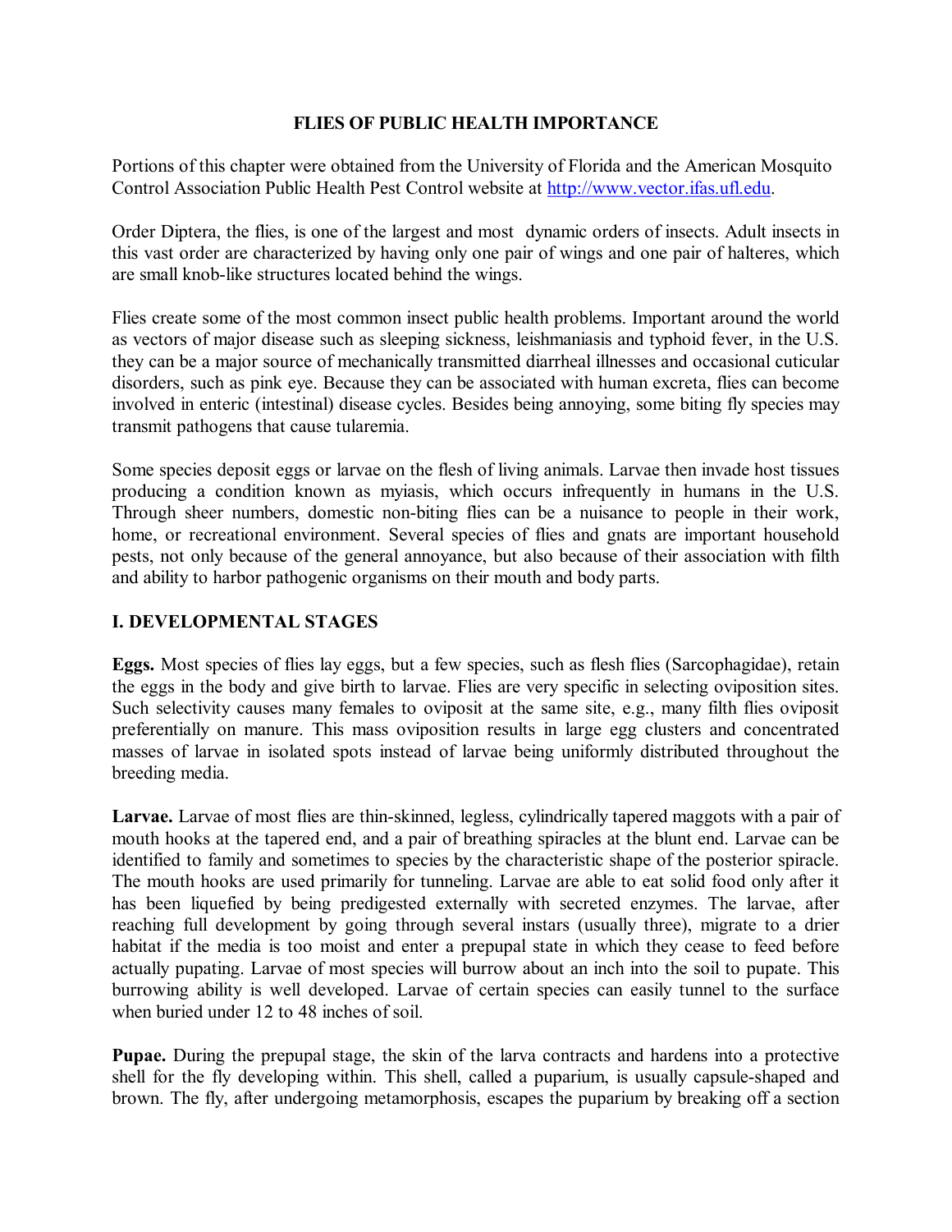# FLIES OF PUBLIC HEALTH IMPORTANCE

Portions of this chapter were obtained from the University of Florida and the American Mosquito Control Association Public Health Pest Control website at [http://www.vector.ifas.ufl.edu](http://www.vector.ifas.ufl.edu).

Order Diptera, the flies, is one of the largest and most dynamic orders of insects. Adult insects in this vast order are characterized by having only one pair of wings and one pair of halteres, which are small knob-like structures located behind the wings.

Flies create some of the most common insect public health problems. Important around the world as vectors of major disease such as sleeping sickness, leishmaniasis and typhoid fever, in the U.S. they can be a major source of mechanically transmitted diarrheal illnesses and occasional cuticular disorders, such as pink eye. Because they can be associated with human excreta, flies can become involved in enteric (intestinal) disease cycles. Besides being annoying, some biting fly species may transmit pathogens that cause tularemia.

Some species deposit eggs or larvae on the flesh of living animals. Larvae then invade host tissues producing a condition known as myiasis, which occurs infrequently in humans in the U.S. Through sheer numbers, domestic non-biting flies can be a nuisance to people in their work, home, or recreational environment. Several species of flies and gnats are important household pests, not only because of the general annoyance, but also because of their association with filth and ability to harbor pathogenic organisms on their mouth and body parts.

## I. DEVELOPMENTAL STAGES

**Eggs.** Most species of flies lay eggs, but a few species, such as flesh flies (Sarcophagidae), retain the eggs in the body and give birth to larvae. Flies are very specific in selecting oviposition sites. Such selectivity causes many females to oviposit at the same site, e.g., many filth flies oviposit preferentially on manure. This mass oviposition results in large egg clusters and concentrated masses of larvae in isolated spots instead of larvae being uniformly distributed throughout the breeding media.

**Larvae.** Larvae of most flies are thin-skinned, legless, cylindrically tapered maggots with a pair of mouth hooks at the tapered end, and a pair of breathing spiracles at the blunt end. Larvae can be identified to family and sometimes to species by the characteristic shape of the posterior spiracle. The mouth hooks are used primarily for tunneling. Larvae are able to eat solid food only after it has been liquefied by being predigested externally with secreted enzymes. The larvae, after reaching full development by going through several instars (usually three), migrate to a drier habitat if the media is too moist and enter a prepupal state in which they cease to feed before actually pupating. Larvae of most species will burrow about an inch into the soil to pupate. This burrowing ability is well developed. Larvae of certain species can easily tunnel to the surface when buried under 12 to 48 inches of soil.

**Pupae.** During the prepupal stage, the skin of the larva contracts and hardens into a protective shell for the fly developing within. This shell, called a puparium, is usually capsule-shaped and brown. The fly, after undergoing metamorphosis, escapes the puparium by breaking off a section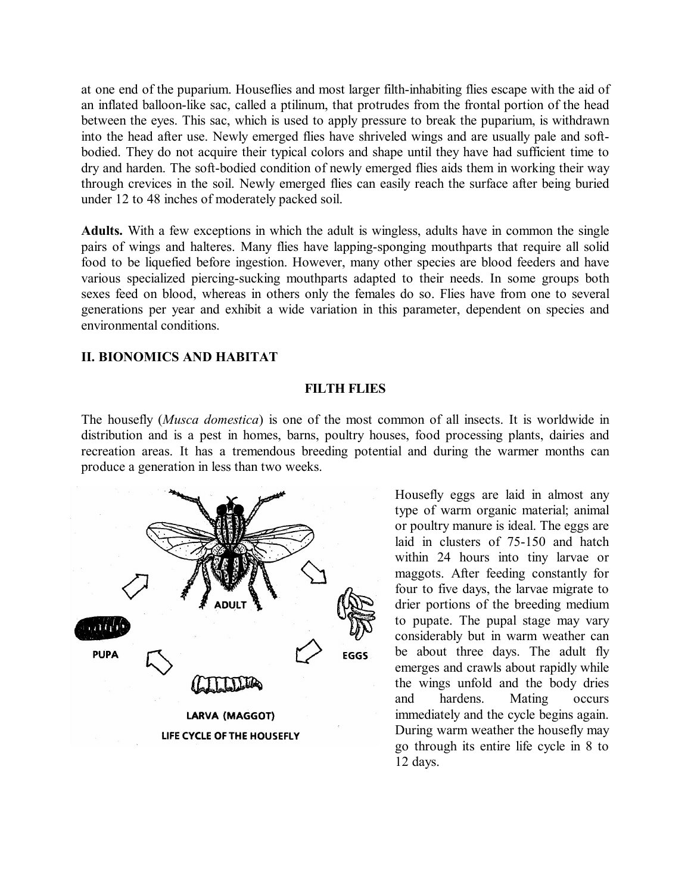at one end of the puparium. Houseflies and most larger filth-inhabiting flies escape with the aid of an inflated balloon-like sac, called a ptilinum, that protrudes from the frontal portion of the head between the eyes. This sac, which is used to apply pressure to break the puparium, is withdrawn into the head after use. Newly emerged flies have shriveled wings and are usually pale and soft-bodied. They do not acquire their typical colors and shape until they have had sufficient time to dry and harden. The soft-bodied condition of newly emerged flies aids them in working their way through crevices in the soil. Newly emerged flies can easily reach the surface after being buried under 12 to 48 inches of moderately packed soil.

**Adults.** With a few exceptions in which the adult is wingless, adults have in common the single pairs of wings and halteres. Many flies have lapping-sponging mouthparts that require all solid food to be liquefied before ingestion. However, many other species are blood feeders and have various specialized piercing-sucking mouthparts adapted to their needs. In some groups both sexes feed on blood, whereas in others only the females do so. Flies have from one to several generations per year and exhibit a wide variation in this parameter, dependent on species and environmental conditions.

## II. BIONOMICS AND HABITAT

### FILTH FLIES

The housefly (*Musca domestica*) is one of the most common of all insects. It is worldwide in distribution and is a pest in homes, barns, poultry houses, food processing plants, dairies and recreation areas. It has a tremendous breeding potential and during the warmer months can produce a generation in less than two weeks.

ADULT

EGGS

PUPA

LARVA (MAGGOT)

LIFE CYCLE OF THE HOUSEFLY

Housefly eggs are laid in almost any type of warm organic material; animal or poultry manure is ideal. The eggs are laid in clusters of 75-150 and hatch within 24 hours into tiny larvae or maggots. After feeding constantly for four to five days, the larvae migrate to drier portions of the breeding medium to pupate. The pupal stage may vary considerably but in warm weather can be about three days. The adult fly emerges and crawls about rapidly while the wings unfold and the body dries and hardens. Mating occurs immediately and the cycle begins again. During warm weather the housefly may go through its entire life cycle in 8 to 12 days.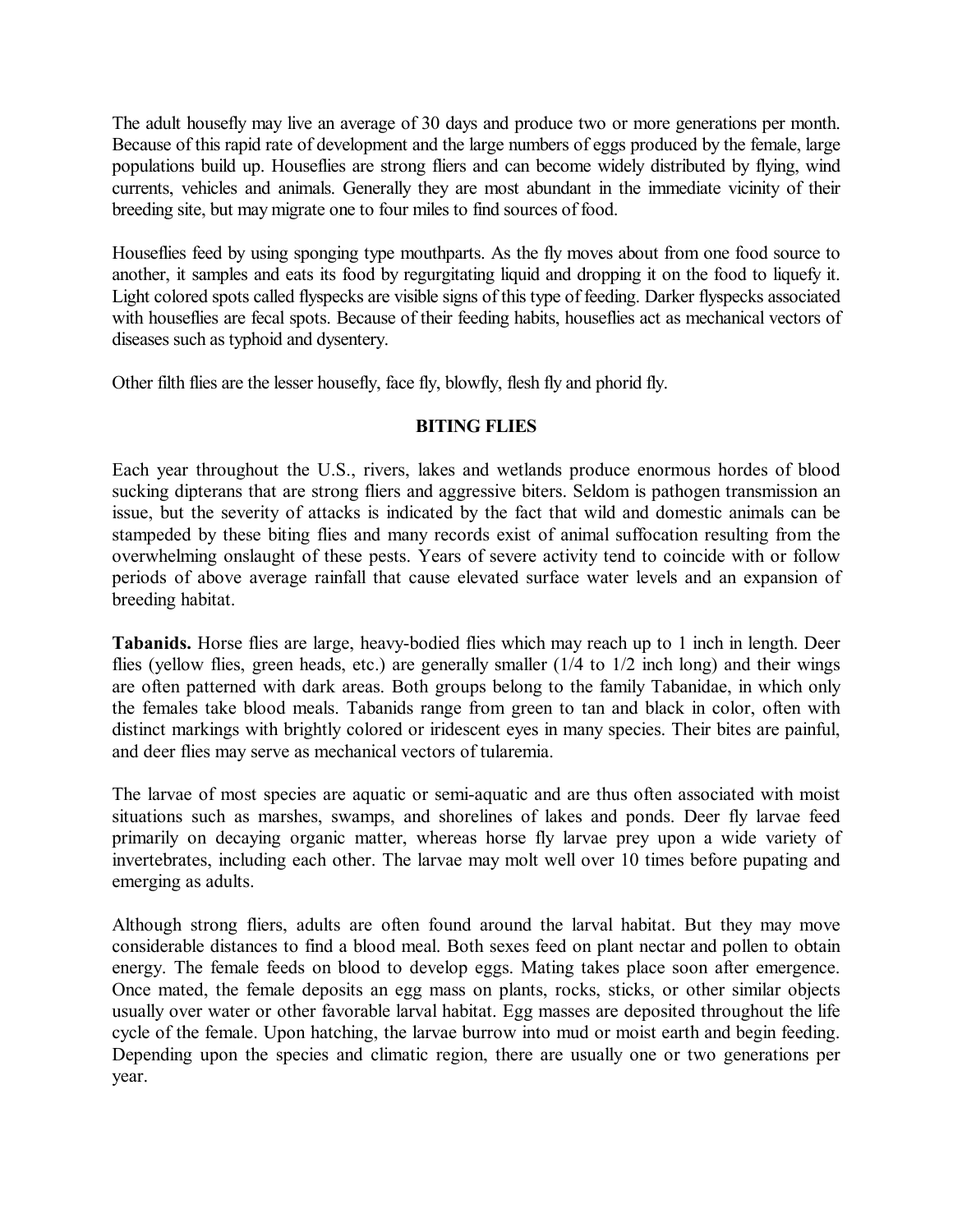The adult housefly may live an average of 30 days and produce two or more generations per month. Because of this rapid rate of development and the large numbers of eggs produced by the female, large populations build up. Houseflies are strong fliers and can become widely distributed by flying, wind currents, vehicles and animals. Generally they are most abundant in the immediate vicinity of their breeding site, but may migrate one to four miles to find sources of food.

Houseflies feed by using sponging type mouthparts. As the fly moves about from one food source to another, it samples and eats its food by regurgitating liquid and dropping it on the food to liquefy it. Light colored spots called flyspecks are visible signs of this type of feeding. Darker flyspecks associated with houseflies are fecal spots. Because of their feeding habits, houseflies act as mechanical vectors of diseases such as typhoid and dysentery.

Other filth flies are the lesser housefly, face fly, blowfly, flesh fly and phorid fly.

## BITING FLIES

Each year throughout the U.S., rivers, lakes and wetlands produce enormous hordes of blood sucking dipterans that are strong fliers and aggressive biters. Seldom is pathogen transmission an issue, but the severity of attacks is indicated by the fact that wild and domestic animals can be stampeded by these biting flies and many records exist of animal suffocation resulting from the overwhelming onslaught of these pests. Years of severe activity tend to coincide with or follow periods of above average rainfall that cause elevated surface water levels and an expansion of breeding habitat.

**Tabanids.** Horse flies are large, heavy-bodied flies which may reach up to 1 inch in length. Deer flies (yellow flies, green heads, etc.) are generally smaller (1/4 to 1/2 inch long) and their wings are often patterned with dark areas. Both groups belong to the family Tabanidae, in which only the females take blood meals. Tabanids range from green to tan and black in color, often with distinct markings with brightly colored or iridescent eyes in many species. Their bites are painful, and deer flies may serve as mechanical vectors of tularemia.

The larvae of most species are aquatic or semi-aquatic and are thus often associated with moist situations such as marshes, swamps, and shorelines of lakes and ponds. Deer fly larvae feed primarily on decaying organic matter, whereas horse fly larvae prey upon a wide variety of invertebrates, including each other. The larvae may molt well over 10 times before pupating and emerging as adults.

Although strong fliers, adults are often found around the larval habitat. But they may move considerable distances to find a blood meal. Both sexes feed on plant nectar and pollen to obtain energy. The female feeds on blood to develop eggs. Mating takes place soon after emergence. Once mated, the female deposits an egg mass on plants, rocks, sticks, or other similar objects usually over water or other favorable larval habitat. Egg masses are deposited throughout the life cycle of the female. Upon hatching, the larvae burrow into mud or moist earth and begin feeding. Depending upon the species and climatic region, there are usually one or two generations per year.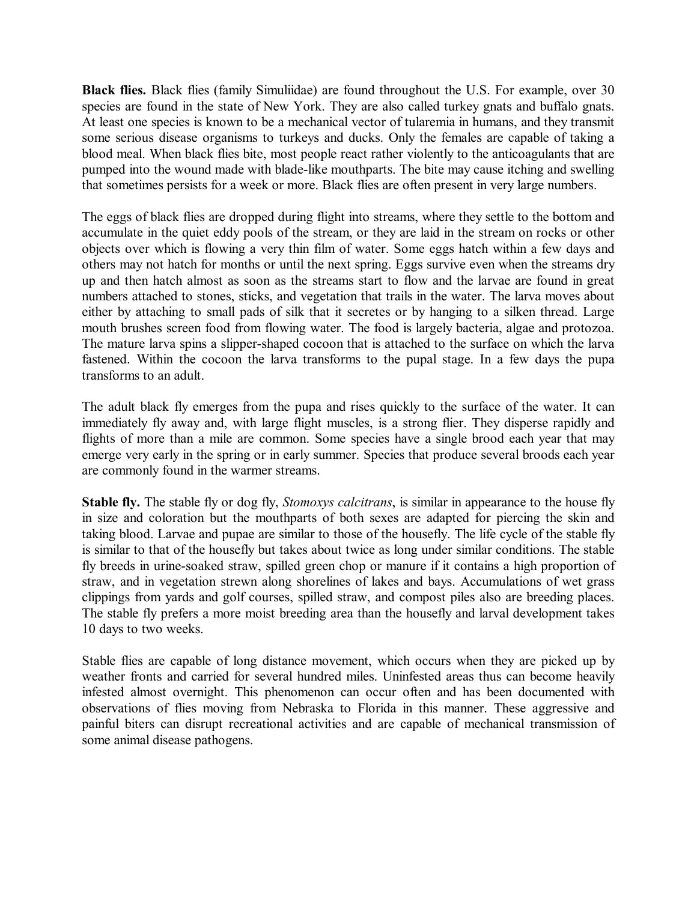**Black flies.** Black flies (family Simuliidae) are found throughout the U.S. For example, over 30 species are found in the state of New York. They are also called turkey gnats and buffalo gnats. At least one species is known to be a mechanical vector of tularemia in humans, and they transmit some serious disease organisms to turkeys and ducks. Only the females are capable of taking a blood meal. When black flies bite, most people react rather violently to the anticoagulants that are pumped into the wound made with blade-like mouthparts. The bite may cause itching and swelling that sometimes persists for a week or more. Black flies are often present in very large numbers.

The eggs of black flies are dropped during flight into streams, where they settle to the bottom and accumulate in the quiet eddy pools of the stream, or they are laid in the stream on rocks or other objects over which is flowing a very thin film of water. Some eggs hatch within a few days and others may not hatch for months or until the next spring. Eggs survive even when the streams dry up and then hatch almost as soon as the streams start to flow and the larvae are found in great numbers attached to stones, sticks, and vegetation that trails in the water. The larva moves about either by attaching to small pads of silk that it secretes or by hanging to a silken thread. Large mouth brushes screen food from flowing water. The food is largely bacteria, algae and protozoa. The mature larva spins a slipper-shaped cocoon that is attached to the surface on which the larva fastened. Within the cocoon the larva transforms to the pupal stage. In a few days the pupa transforms to an adult.

The adult black fly emerges from the pupa and rises quickly to the surface of the water. It can immediately fly away and, with large flight muscles, is a strong flier. They disperse rapidly and flights of more than a mile are common. Some species have a single brood each year that may emerge very early in the spring or in early summer. Species that produce several broods each year are commonly found in the warmer streams.

**Stable fly.** The stable fly or dog fly, *Stomoxys calcitrans*, is similar in appearance to the house fly in size and coloration but the mouthparts of both sexes are adapted for piercing the skin and taking blood. Larvae and pupae are similar to those of the housefly. The life cycle of the stable fly is similar to that of the housefly but takes about twice as long under similar conditions. The stable fly breeds in urine-soaked straw, spilled green chop or manure if it contains a high proportion of straw, and in vegetation strewn along shorelines of lakes and bays. Accumulations of wet grass clippings from yards and golf courses, spilled straw, and compost piles also are breeding places. The stable fly prefers a more moist breeding area than the housefly and larval development takes 10 days to two weeks.

Stable flies are capable of long distance movement, which occurs when they are picked up by weather fronts and carried for several hundred miles. Uninfested areas thus can become heavily infested almost overnight. This phenomenon can occur often and has been documented with observations of flies moving from Nebraska to Florida in this manner. These aggressive and painful biters can disrupt recreational activities and are capable of mechanical transmission of some animal disease pathogens.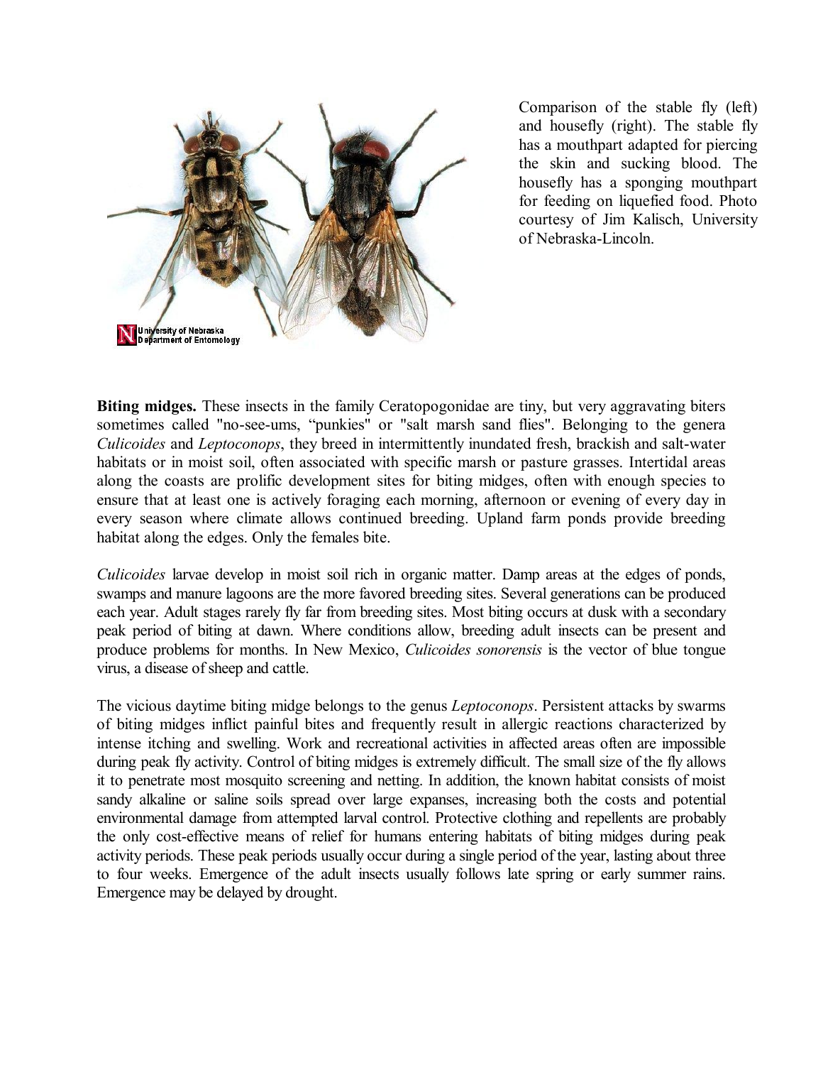Comparison of the stable fly (left) and housefly (right). The stable fly has a mouthpart adapted for piercing the skin and sucking blood. The housefly has a sponging mouthpart for feeding on liquefied food. Photo courtesy of Jim Kalisch, University of Nebraska-Lincoln.

**Biting midges.** These insects in the family Ceratopogonidae are tiny, but very aggravating biters sometimes called "no-see-ums, "punkies" or "salt marsh sand flies". Belonging to the genera *Culicoides* and *Leptoconops*, they breed in intermittently inundated fresh, brackish and salt-water habitats or in moist soil, often associated with specific marsh or pasture grasses. Intertidal areas along the coasts are prolific development sites for biting midges, often with enough species to ensure that at least one is actively foraging each morning, afternoon or evening of every day in every season where climate allows continued breeding. Upland farm ponds provide breeding habitat along the edges. Only the females bite.

*Culicoides* larvae develop in moist soil rich in organic matter. Damp areas at the edges of ponds, swamps and manure lagoons are the more favored breeding sites. Several generations can be produced each year. Adult stages rarely fly far from breeding sites. Most biting occurs at dusk with a secondary peak period of biting at dawn. Where conditions allow, breeding adult insects can be present and produce problems for months. In New Mexico, *Culicoides sonorensis* is the vector of blue tongue virus, a disease of sheep and cattle.

The vicious daytime biting midge belongs to the genus *Leptoconops*. Persistent attacks by swarms of biting midges inflict painful bites and frequently result in allergic reactions characterized by intense itching and swelling. Work and recreational activities in affected areas often are impossible during peak fly activity. Control of biting midges is extremely difficult. The small size of the fly allows it to penetrate most mosquito screening and netting. In addition, the known habitat consists of moist sandy alkaline or saline soils spread over large expanses, increasing both the costs and potential environmental damage from attempted larval control. Protective clothing and repellents are probably the only cost-effective means of relief for humans entering habitats of biting midges during peak activity periods. These peak periods usually occur during a single period of the year, lasting about three to four weeks. Emergence of the adult insects usually follows late spring or early summer rains. Emergence may be delayed by drought.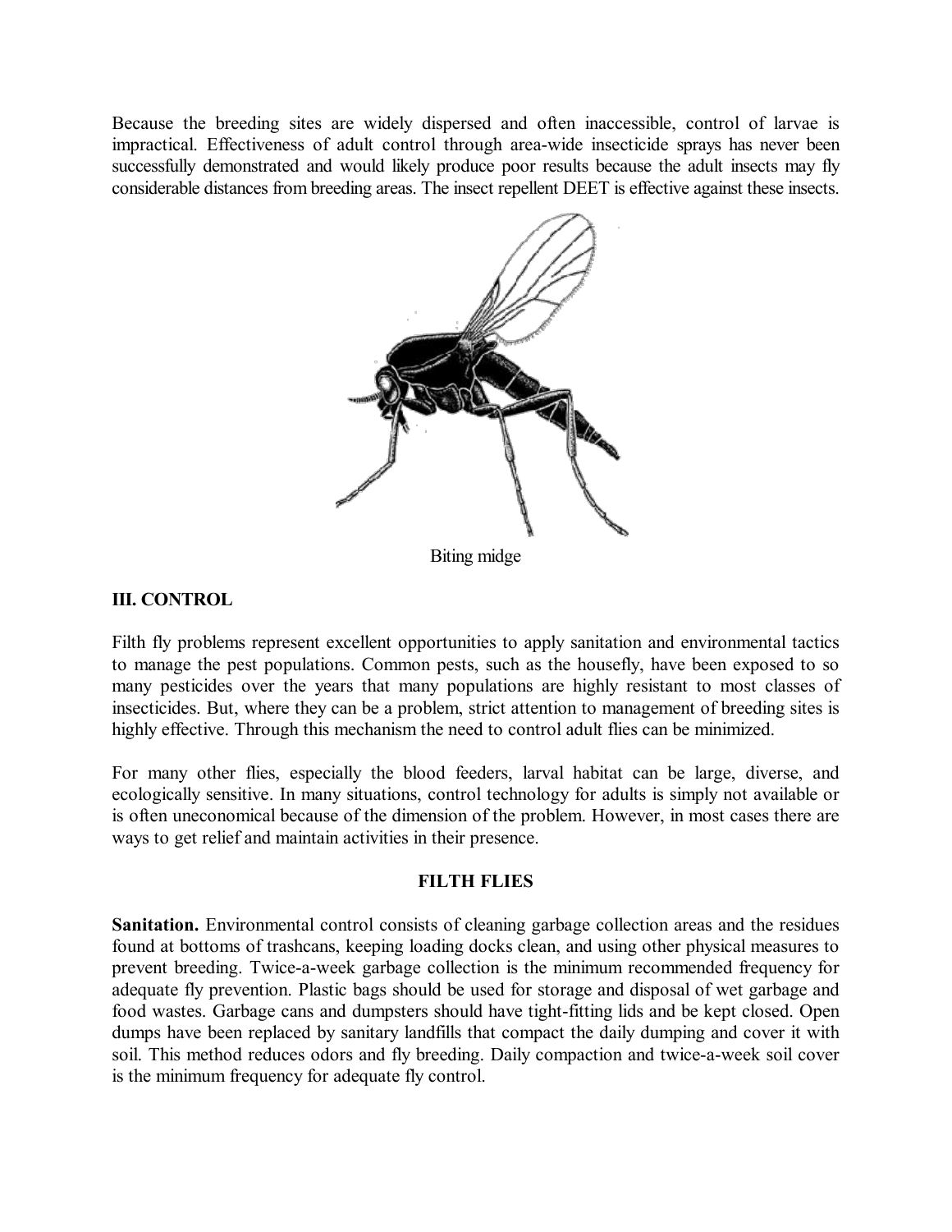Because the breeding sites are widely dispersed and often inaccessible, control of larvae is impractical. Effectiveness of adult control through area-wide insecticide sprays has never been successfully demonstrated and would likely produce poor results because the adult insects may fly considerable distances from breeding areas. The insect repellent DEET is effective against these insects.

Biting midge

## III. CONTROL

Filth fly problems represent excellent opportunities to apply sanitation and environmental tactics to manage the pest populations. Common pests, such as the housefly, have been exposed to so many pesticides over the years that many populations are highly resistant to most classes of insecticides. But, where they can be a problem, strict attention to management of breeding sites is highly effective. Through this mechanism the need to control adult flies can be minimized.

For many other flies, especially the blood feeders, larval habitat can be large, diverse, and ecologically sensitive. In many situations, control technology for adults is simply not available or is often uneconomical because of the dimension of the problem. However, in most cases there are ways to get relief and maintain activities in their presence.

### FILTH FLIES

**Sanitation.** Environmental control consists of cleaning garbage collection areas and the residues found at bottoms of trashcans, keeping loading docks clean, and using other physical measures to prevent breeding. Twice-a-week garbage collection is the minimum recommended frequency for adequate fly prevention. Plastic bags should be used for storage and disposal of wet garbage and food wastes. Garbage cans and dumpsters should have tight-fitting lids and be kept closed. Open dumps have been replaced by sanitary landfills that compact the daily dumping and cover it with soil. This method reduces odors and fly breeding. Daily compaction and twice-a-week soil cover is the minimum frequency for adequate fly control.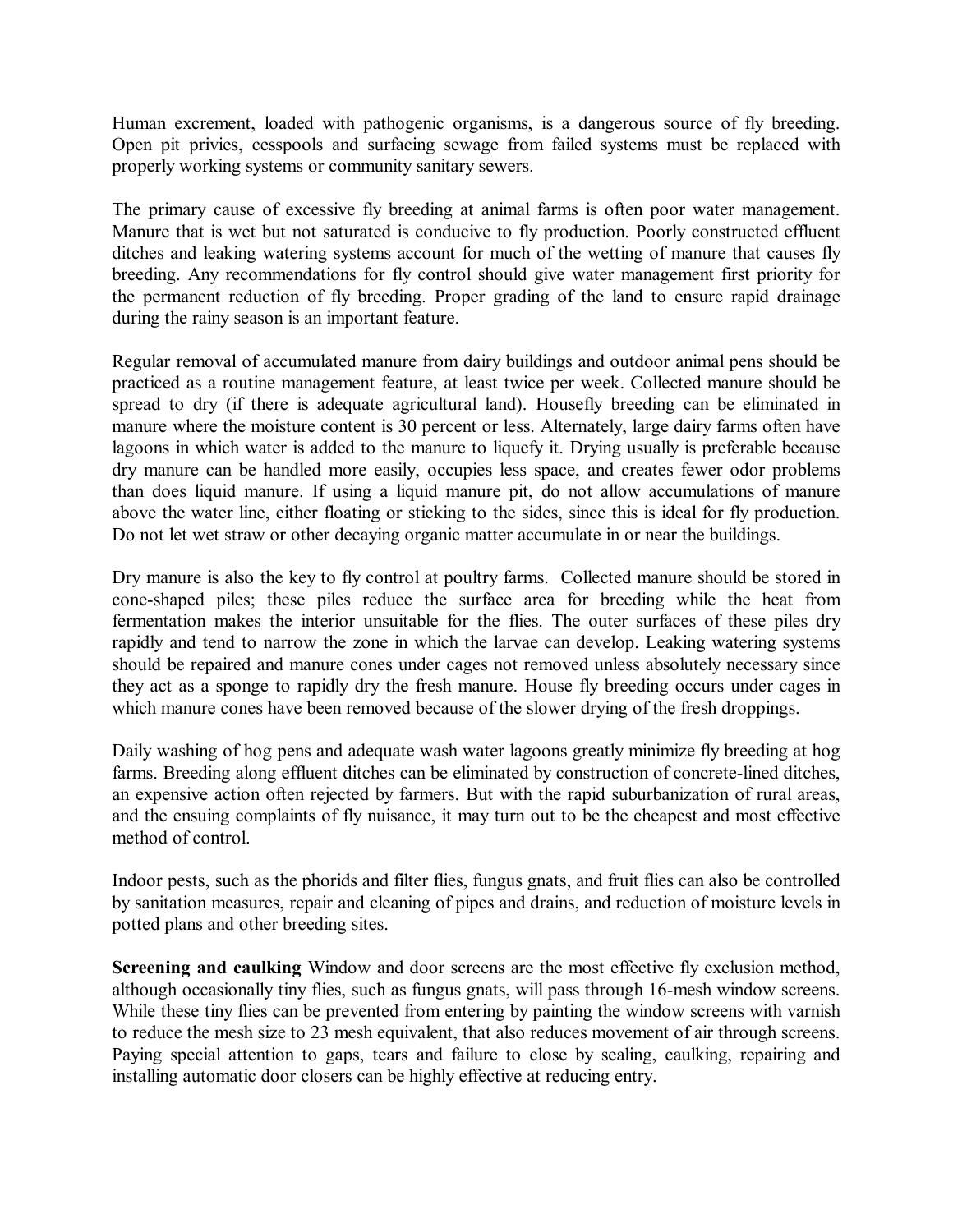Human excrement, loaded with pathogenic organisms, is a dangerous source of fly breeding. Open pit privies, cesspools and surfacing sewage from failed systems must be replaced with properly working systems or community sanitary sewers.

The primary cause of excessive fly breeding at animal farms is often poor water management. Manure that is wet but not saturated is conducive to fly production. Poorly constructed effluent ditches and leaking watering systems account for much of the wetting of manure that causes fly breeding. Any recommendations for fly control should give water management first priority for the permanent reduction of fly breeding. Proper grading of the land to ensure rapid drainage during the rainy season is an important feature.

Regular removal of accumulated manure from dairy buildings and outdoor animal pens should be practiced as a routine management feature, at least twice per week. Collected manure should be spread to dry (if there is adequate agricultural land). Housefly breeding can be eliminated in manure where the moisture content is 30 percent or less. Alternately, large dairy farms often have lagoons in which water is added to the manure to liquefy it. Drying usually is preferable because dry manure can be handled more easily, occupies less space, and creates fewer odor problems than does liquid manure. If using a liquid manure pit, do not allow accumulations of manure above the water line, either floating or sticking to the sides, since this is ideal for fly production. Do not let wet straw or other decaying organic matter accumulate in or near the buildings.

Dry manure is also the key to fly control at poultry farms. Collected manure should be stored in cone-shaped piles; these piles reduce the surface area for breeding while the heat from fermentation makes the interior unsuitable for the flies. The outer surfaces of these piles dry rapidly and tend to narrow the zone in which the larvae can develop. Leaking watering systems should be repaired and manure cones under cages not removed unless absolutely necessary since they act as a sponge to rapidly dry the fresh manure. House fly breeding occurs under cages in which manure cones have been removed because of the slower drying of the fresh droppings.

Daily washing of hog pens and adequate wash water lagoons greatly minimize fly breeding at hog farms. Breeding along effluent ditches can be eliminated by construction of concrete-lined ditches, an expensive action often rejected by farmers. But with the rapid suburbanization of rural areas, and the ensuing complaints of fly nuisance, it may turn out to be the cheapest and most effective method of control.

Indoor pests, such as the phorids and filter flies, fungus gnats, and fruit flies can also be controlled by sanitation measures, repair and cleaning of pipes and drains, and reduction of moisture levels in potted plans and other breeding sites.

**Screening and caulking** Window and door screens are the most effective fly exclusion method, although occasionally tiny flies, such as fungus gnats, will pass through 16-mesh window screens. While these tiny flies can be prevented from entering by painting the window screens with varnish to reduce the mesh size to 23 mesh equivalent, that also reduces movement of air through screens. Paying special attention to gaps, tears and failure to close by sealing, caulking, repairing and installing automatic door closers can be highly effective at reducing entry.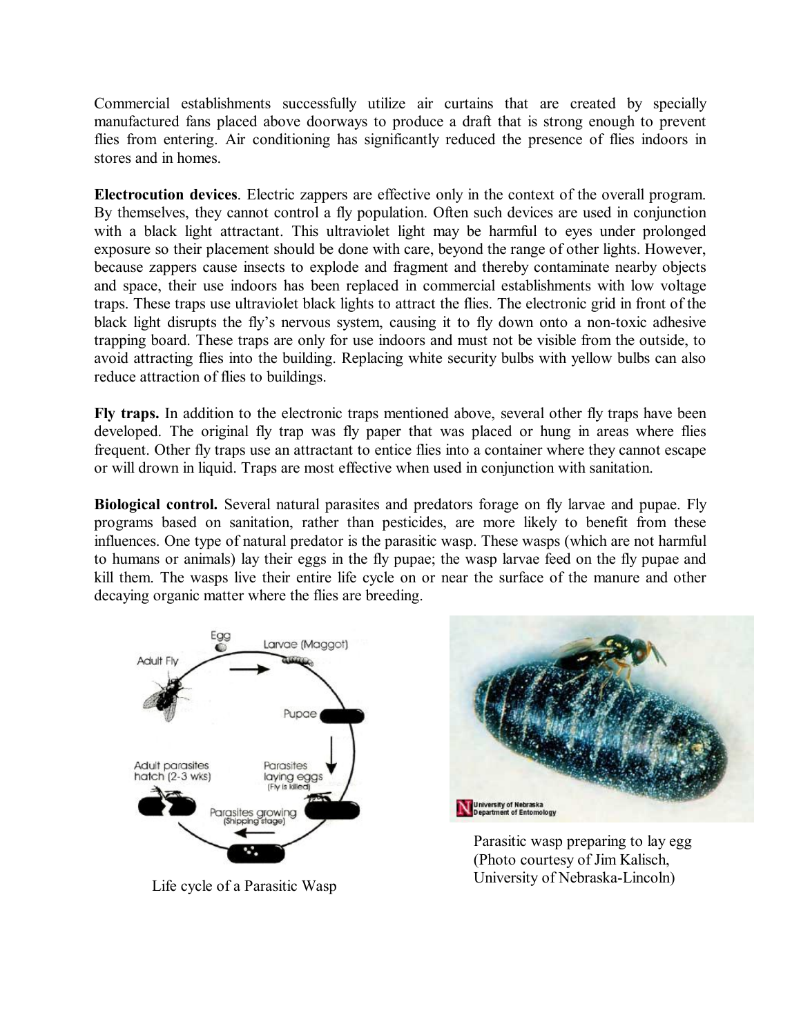Commercial establishments successfully utilize air curtains that are created by specially manufactured fans placed above doorways to produce a draft that is strong enough to prevent flies from entering. Air conditioning has significantly reduced the presence of flies indoors in stores and in homes.

**Electrocution devices**. Electric zappers are effective only in the context of the overall program. By themselves, they cannot control a fly population. Often such devices are used in conjunction with a black light attractant. This ultraviolet light may be harmful to eyes under prolonged exposure so their placement should be done with care, beyond the range of other lights. However, because zappers cause insects to explode and fragment and thereby contaminate nearby objects and space, their use indoors has been replaced in commercial establishments with low voltage traps. These traps use ultraviolet black lights to attract the flies. The electronic grid in front of the black light disrupts the fly's nervous system, causing it to fly down onto a non-toxic adhesive trapping board. These traps are only for use indoors and must not be visible from the outside, to avoid attracting flies into the building. Replacing white security bulbs with yellow bulbs can also reduce attraction of flies to buildings.

**Fly traps.** In addition to the electronic traps mentioned above, several other fly traps have been developed. The original fly trap was fly paper that was placed or hung in areas where flies frequent. Other fly traps use an attractant to entice flies into a container where they cannot escape or will drown in liquid. Traps are most effective when used in conjunction with sanitation.

**Biological control.** Several natural parasites and predators forage on fly larvae and pupae. Fly programs based on sanitation, rather than pesticides, are more likely to benefit from these influences. One type of natural predator is the parasitic wasp. These wasps (which are not harmful to humans or animals) lay their eggs in the fly pupae; the wasp larvae feed on the fly pupae and kill them. The wasps live their entire life cycle on or near the surface of the manure and other decaying organic matter where the flies are breeding.

Life cycle of a Parasitic Wasp

Parasitic wasp preparing to lay egg (Photo courtesy of Jim Kalisch, University of Nebraska-Lincoln)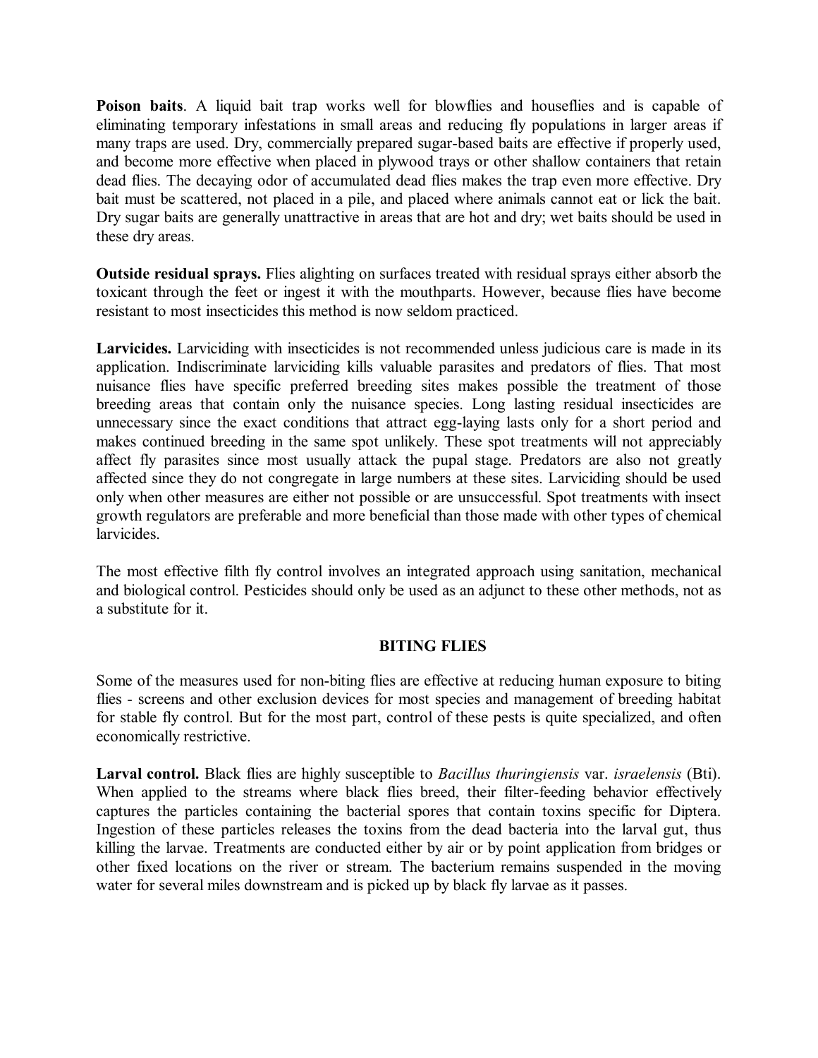**Poison baits**. A liquid bait trap works well for blowflies and houseflies and is capable of eliminating temporary infestations in small areas and reducing fly populations in larger areas if many traps are used. Dry, commercially prepared sugar-based baits are effective if properly used, and become more effective when placed in plywood trays or other shallow containers that retain dead flies. The decaying odor of accumulated dead flies makes the trap even more effective. Dry bait must be scattered, not placed in a pile, and placed where animals cannot eat or lick the bait. Dry sugar baits are generally unattractive in areas that are hot and dry; wet baits should be used in these dry areas.

**Outside residual sprays.** Flies alighting on surfaces treated with residual sprays either absorb the toxicant through the feet or ingest it with the mouthparts. However, because flies have become resistant to most insecticides this method is now seldom practiced.

**Larvicides.** Larviciding with insecticides is not recommended unless judicious care is made in its application. Indiscriminate larviciding kills valuable parasites and predators of flies. That most nuisance flies have specific preferred breeding sites makes possible the treatment of those breeding areas that contain only the nuisance species. Long lasting residual insecticides are unnecessary since the exact conditions that attract egg-laying lasts only for a short period and makes continued breeding in the same spot unlikely. These spot treatments will not appreciably affect fly parasites since most usually attack the pupal stage. Predators are also not greatly affected since they do not congregate in large numbers at these sites. Larviciding should be used only when other measures are either not possible or are unsuccessful. Spot treatments with insect growth regulators are preferable and more beneficial than those made with other types of chemical larvicides.

The most effective filth fly control involves an integrated approach using sanitation, mechanical and biological control. Pesticides should only be used as an adjunct to these other methods, not as a substitute for it.

## BITING FLIES

Some of the measures used for non-biting flies are effective at reducing human exposure to biting flies - screens and other exclusion devices for most species and management of breeding habitat for stable fly control. But for the most part, control of these pests is quite specialized, and often economically restrictive.

**Larval control.** Black flies are highly susceptible to *Bacillus thuringiensis* var. *israelensis* (Bti). When applied to the streams where black flies breed, their filter-feeding behavior effectively captures the particles containing the bacterial spores that contain toxins specific for Diptera. Ingestion of these particles releases the toxins from the dead bacteria into the larval gut, thus killing the larvae. Treatments are conducted either by air or by point application from bridges or other fixed locations on the river or stream. The bacterium remains suspended in the moving water for several miles downstream and is picked up by black fly larvae as it passes.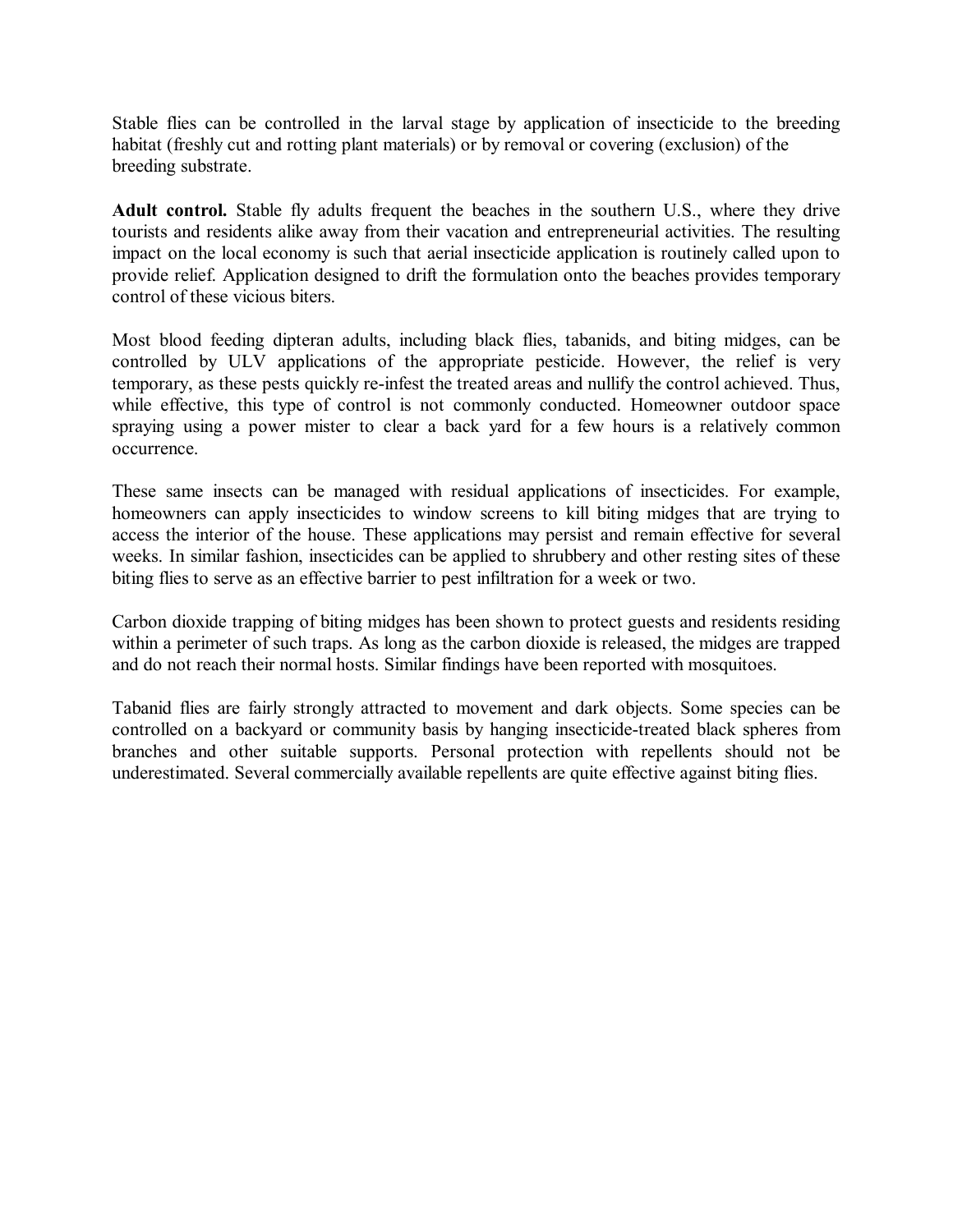Stable flies can be controlled in the larval stage by application of insecticide to the breeding habitat (freshly cut and rotting plant materials) or by removal or covering (exclusion) of the breeding substrate.

**Adult control.** Stable fly adults frequent the beaches in the southern U.S., where they drive tourists and residents alike away from their vacation and entrepreneurial activities. The resulting impact on the local economy is such that aerial insecticide application is routinely called upon to provide relief. Application designed to drift the formulation onto the beaches provides temporary control of these vicious biters.

Most blood feeding dipteran adults, including black flies, tabanids, and biting midges, can be controlled by ULV applications of the appropriate pesticide. However, the relief is very temporary, as these pests quickly re-infest the treated areas and nullify the control achieved. Thus, while effective, this type of control is not commonly conducted. Homeowner outdoor space spraying using a power mister to clear a back yard for a few hours is a relatively common occurrence.

These same insects can be managed with residual applications of insecticides. For example, homeowners can apply insecticides to window screens to kill biting midges that are trying to access the interior of the house. These applications may persist and remain effective for several weeks. In similar fashion, insecticides can be applied to shrubbery and other resting sites of these biting flies to serve as an effective barrier to pest infiltration for a week or two.

Carbon dioxide trapping of biting midges has been shown to protect guests and residents residing within a perimeter of such traps. As long as the carbon dioxide is released, the midges are trapped and do not reach their normal hosts. Similar findings have been reported with mosquitoes.

Tabanid flies are fairly strongly attracted to movement and dark objects. Some species can be controlled on a backyard or community basis by hanging insecticide-treated black spheres from branches and other suitable supports. Personal protection with repellents should not be underestimated. Several commercially available repellents are quite effective against biting flies.